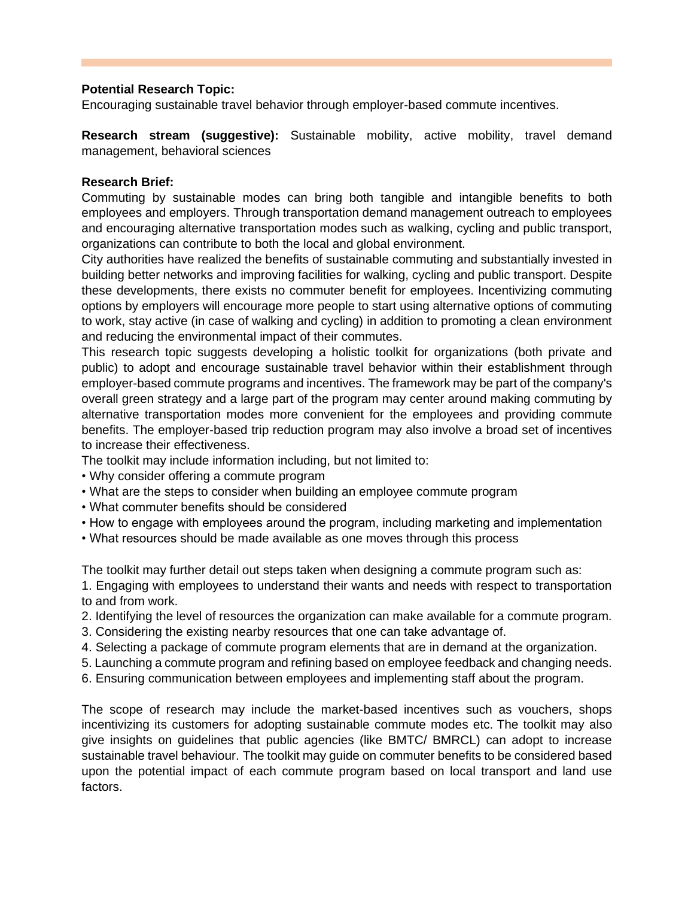**Potential Research Topic:**
Encouraging sustainable travel behavior through employer-based commute incentives.

**Research stream (suggestive):** Sustainable mobility, active mobility, travel demand management, behavioral sciences

**Research Brief:**
Commuting by sustainable modes can bring both tangible and intangible benefits to both employees and employers. Through transportation demand management outreach to employees and encouraging alternative transportation modes such as walking, cycling and public transport, organizations can contribute to both the local and global environment.
City authorities have realized the benefits of sustainable commuting and substantially invested in building better networks and improving facilities for walking, cycling and public transport. Despite these developments, there exists no commuter benefit for employees. Incentivizing commuting options by employers will encourage more people to start using alternative options of commuting to work, stay active (in case of walking and cycling) in addition to promoting a clean environment and reducing the environmental impact of their commutes.
This research topic suggests developing a holistic toolkit for organizations (both private and public) to adopt and encourage sustainable travel behavior within their establishment through employer-based commute programs and incentives. The framework may be part of the company's overall green strategy and a large part of the program may center around making commuting by alternative transportation modes more convenient for the employees and providing commute benefits. The employer-based trip reduction program may also involve a broad set of incentives to increase their effectiveness.
The toolkit may include information including, but not limited to:
- Why consider offering a commute program
- What are the steps to consider when building an employee commute program
- What commuter benefits should be considered
- How to engage with employees around the program, including marketing and implementation
- What resources should be made available as one moves through this process

The toolkit may further detail out steps taken when designing a commute program such as:

1. Engaging with employees to understand their wants and needs with respect to transportation to and from work.
2. Identifying the level of resources the organization can make available for a commute program.
3. Considering the existing nearby resources that one can take advantage of.
4. Selecting a package of commute program elements that are in demand at the organization.
5. Launching a commute program and refining based on employee feedback and changing needs.
6. Ensuring communication between employees and implementing staff about the program.

The scope of research may include the market-based incentives such as vouchers, shops incentivizing its customers for adopting sustainable commute modes etc. The toolkit may also give insights on guidelines that public agencies (like BMTC/ BMRCL) can adopt to increase sustainable travel behaviour. The toolkit may guide on commuter benefits to be considered based upon the potential impact of each commute program based on local transport and land use factors.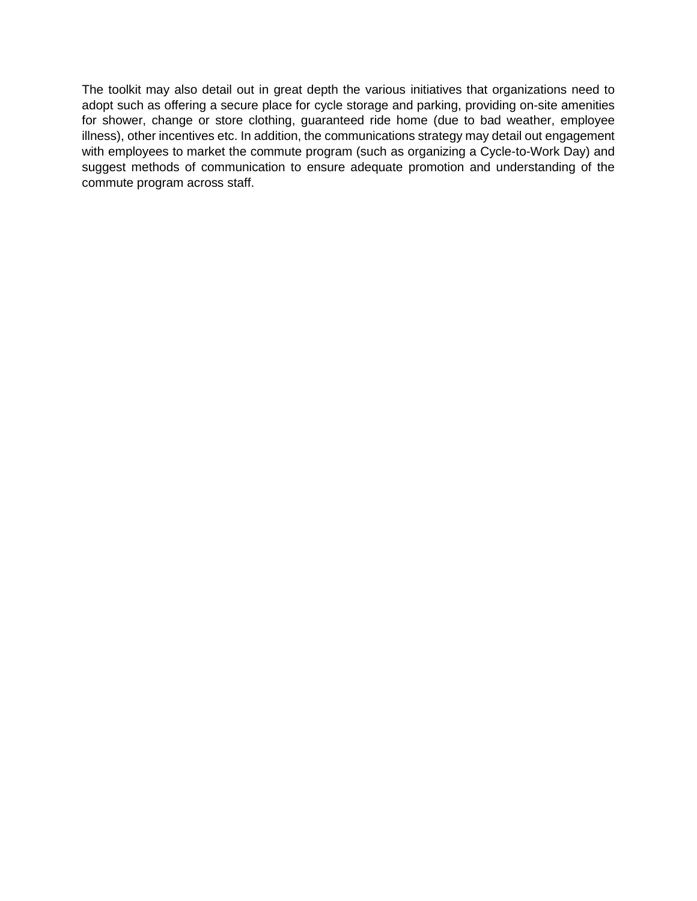The toolkit may also detail out in great depth the various initiatives that organizations need to adopt such as offering a secure place for cycle storage and parking, providing on-site amenities for shower, change or store clothing, guaranteed ride home (due to bad weather, employee illness), other incentives etc. In addition, the communications strategy may detail out engagement with employees to market the commute program (such as organizing a Cycle-to-Work Day) and suggest methods of communication to ensure adequate promotion and understanding of the commute program across staff.